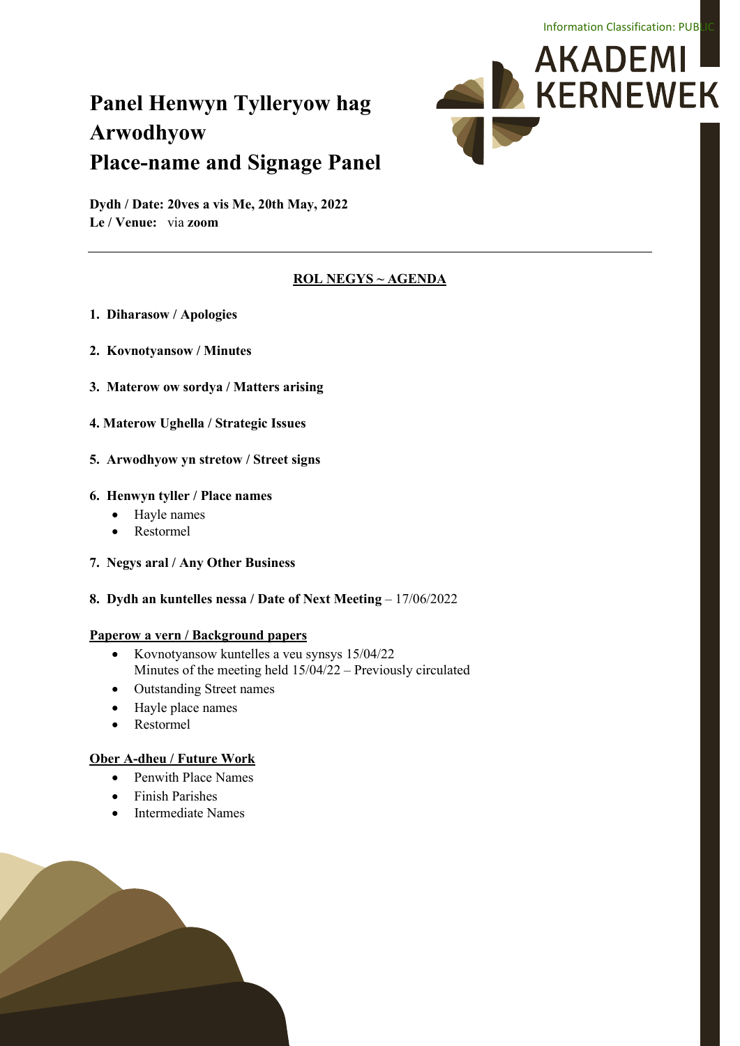Information Classification: PUBLIC

AKADEMI KERNEWEK

# Panel Henwyn Tylleryow hag Arwodhyow
# Place-name and Signage Panel

**Dydh / Date: 20ves a vis Me, 20th May, 2022**
**Le / Venue:** via **zoom**

---

**ROL NEGYS ~ AGENDA**

1. **Diharasow / Apologies**

2. **Kovnotyansow / Minutes**

3. **Materow ow sordya / Matters arising**

4. **Materow Ughella / Strategic Issues**

5. **Arwodhyow yn stretow / Street signs**

6. **Henwyn tyller / Place names**
   - Hayle names
   - Restormel

7. **Negys aral / Any Other Business**

8. **Dydh an kuntelles nessa / Date of Next Meeting** – 17/06/2022

**Paperow a vern / Background papers**

- Kovnotyansow kuntelles a veu synsys 15/04/22
  Minutes of the meeting held 15/04/22 – Previously circulated
- Outstanding Street names
- Hayle place names
- Restormel

**Ober A-dheu / Future Work**

- Penwith Place Names
- Finish Parishes
- Intermediate Names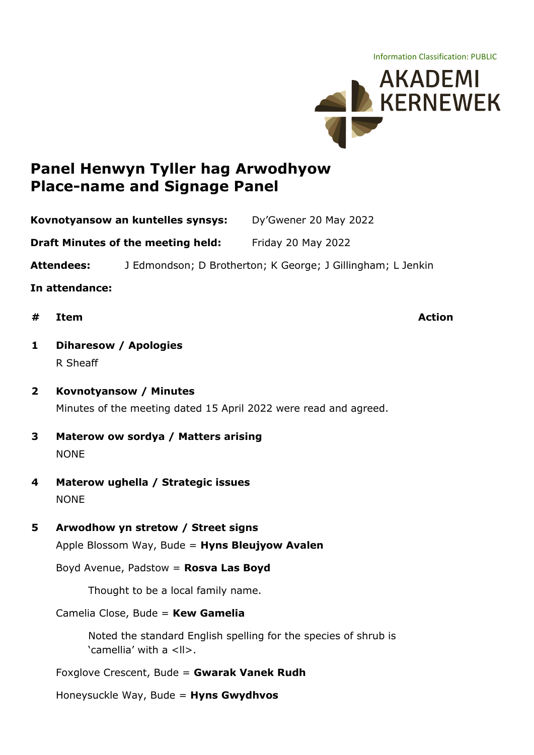Information Classification: PUBLIC

AKADEMI KERNEWEK

# Panel Henwyn Tyller hag Arwodhyow
# Place-name and Signage Panel

**Kovnotyansow an kuntelles synsys:** Dy'Gwener 20 May 2022

**Draft Minutes of the meeting held:** Friday 20 May 2022

**Attendees:** J Edmondson; D Brotherton; K George; J Gillingham; L Jenkin

**In attendance:**

| # | Item | Action |
|---|---|---|
| **1** | **Diharesow / Apologies**<br>R Sheaff | |
| **2** | **Kovnotyansow / Minutes**<br>Minutes of the meeting dated 15 April 2022 were read and agreed. | |
| **3** | **Materow ow sordya / Matters arising**<br>NONE | |
| **4** | **Materow ughella / Strategic issues**<br>NONE | |
| **5** | **Arwodhow yn stretow / Street signs**<br>Apple Blossom Way, Bude = **Hyns Bleujyow Avalen**<br>Boyd Avenue, Padstow = **Rosva Las Boyd**<br>Thought to be a local family name.<br>Camelia Close, Bude = **Kew Gamelia**<br>Noted the standard English spelling for the species of shrub is 'camellia' with a <ll>.<br>Foxglove Crescent, Bude = **Gwarak Vanek Rudh**<br>Honeysuckle Way, Bude = **Hyns Gwydhvos** | |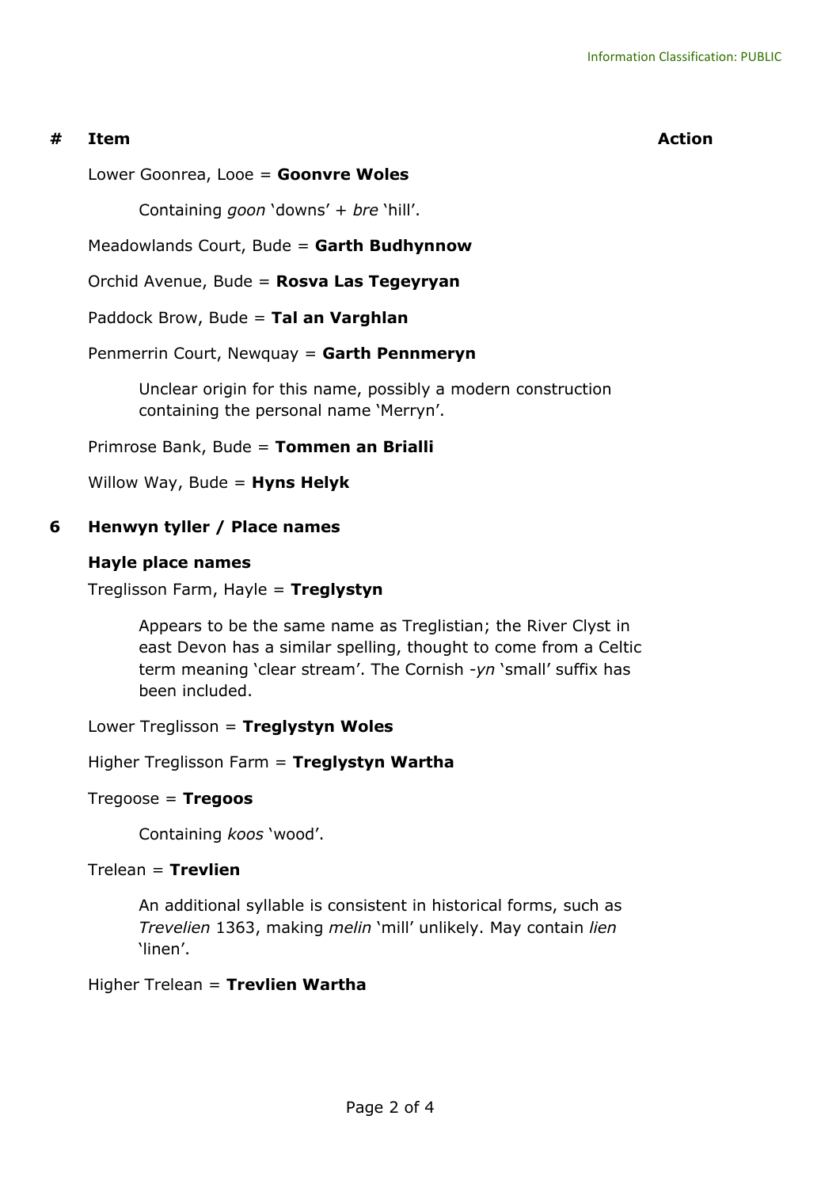| # | Item | Action |
|---|---|---|

Lower Goonrea, Looe = **Goonvre Woles**

> Containing *goon* 'downs' + *bre* 'hill'.

Meadowlands Court, Bude = **Garth Budhynnow**

Orchid Avenue, Bude = **Rosva Las Tegeyryan**

Paddock Brow, Bude = **Tal an Varghlan**

Penmerrin Court, Newquay = **Garth Pennmeryn**

> Unclear origin for this name, possibly a modern construction containing the personal name 'Merryn'.

Primrose Bank, Bude = **Tommen an Brialli**

Willow Way, Bude = **Hyns Helyk**

## 6 Henwyn tyller / Place names

### Hayle place names

Treglisson Farm, Hayle = **Treglystyn**

> Appears to be the same name as Treglistian; the River Clyst in east Devon has a similar spelling, thought to come from a Celtic term meaning 'clear stream'. The Cornish *-yn* 'small' suffix has been included.

Lower Treglisson = **Treglystyn Woles**

Higher Treglisson Farm = **Treglystyn Wartha**

Tregoose = **Tregoos**

> Containing *koos* 'wood'.

Trelean = **Trevlien**

> An additional syllable is consistent in historical forms, such as *Trevelien* 1363, making *melin* 'mill' unlikely. May contain *lien* 'linen'.

Higher Trelean = **Trevlien Wartha**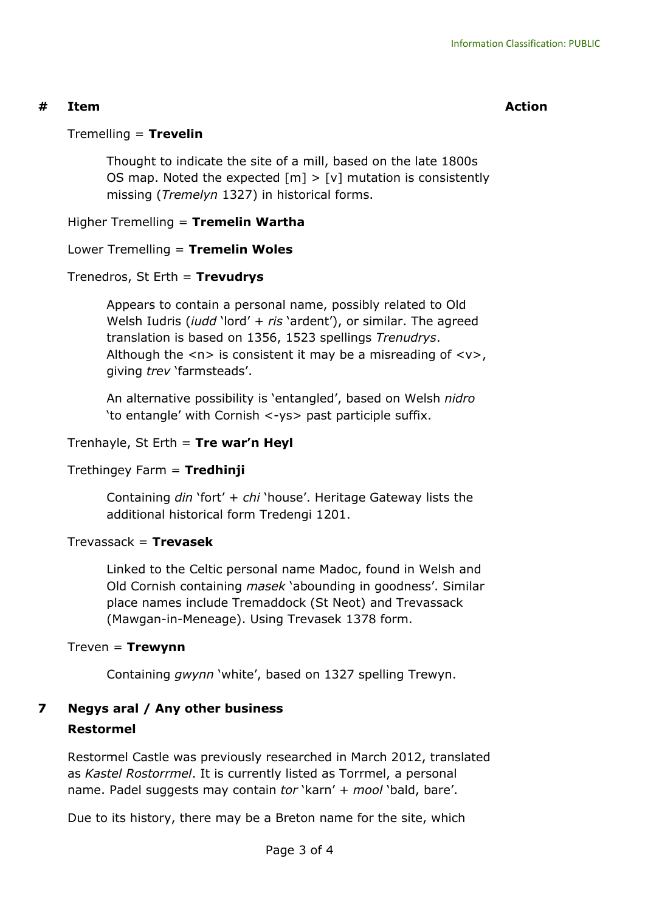| # | Item | Action |
|---|---|---|

Tremelling = **Trevelin**

> Thought to indicate the site of a mill, based on the late 1800s OS map. Noted the expected [m] > [v] mutation is consistently missing (*Tremelyn* 1327) in historical forms.

Higher Tremelling = **Tremelin Wartha**

Lower Tremelling = **Tremelin Woles**

Trenedros, St Erth = **Trevudrys**

> Appears to contain a personal name, possibly related to Old Welsh Iudris (*iudd* 'lord' + *ris* 'ardent'), or similar. The agreed translation is based on 1356, 1523 spellings *Trenudrys*. Although the <n> is consistent it may be a misreading of <v>, giving *trev* 'farmsteads'.
>
> An alternative possibility is 'entangled', based on Welsh *nidro* 'to entangle' with Cornish <-ys> past participle suffix.

Trenhayle, St Erth = **Tre war'n Heyl**

Trethingey Farm = **Tredhinji**

> Containing *din* 'fort' + *chi* 'house'. Heritage Gateway lists the additional historical form Tredengi 1201.

Trevassack = **Trevasek**

> Linked to the Celtic personal name Madoc, found in Welsh and Old Cornish containing *masek* 'abounding in goodness'. Similar place names include Tremaddock (St Neot) and Trevassack (Mawgan-in-Meneage). Using Trevasek 1378 form.

Treven = **Trewynn**

> Containing *gwynn* 'white', based on 1327 spelling Trewyn.

## 7 Negys aral / Any other business

**Restormel**

Restormel Castle was previously researched in March 2012, translated as *Kastel Rostorrmel*. It is currently listed as Torrmel, a personal name. Padel suggests may contain *tor* 'karn' + *mool* 'bald, bare'.

Due to its history, there may be a Breton name for the site, which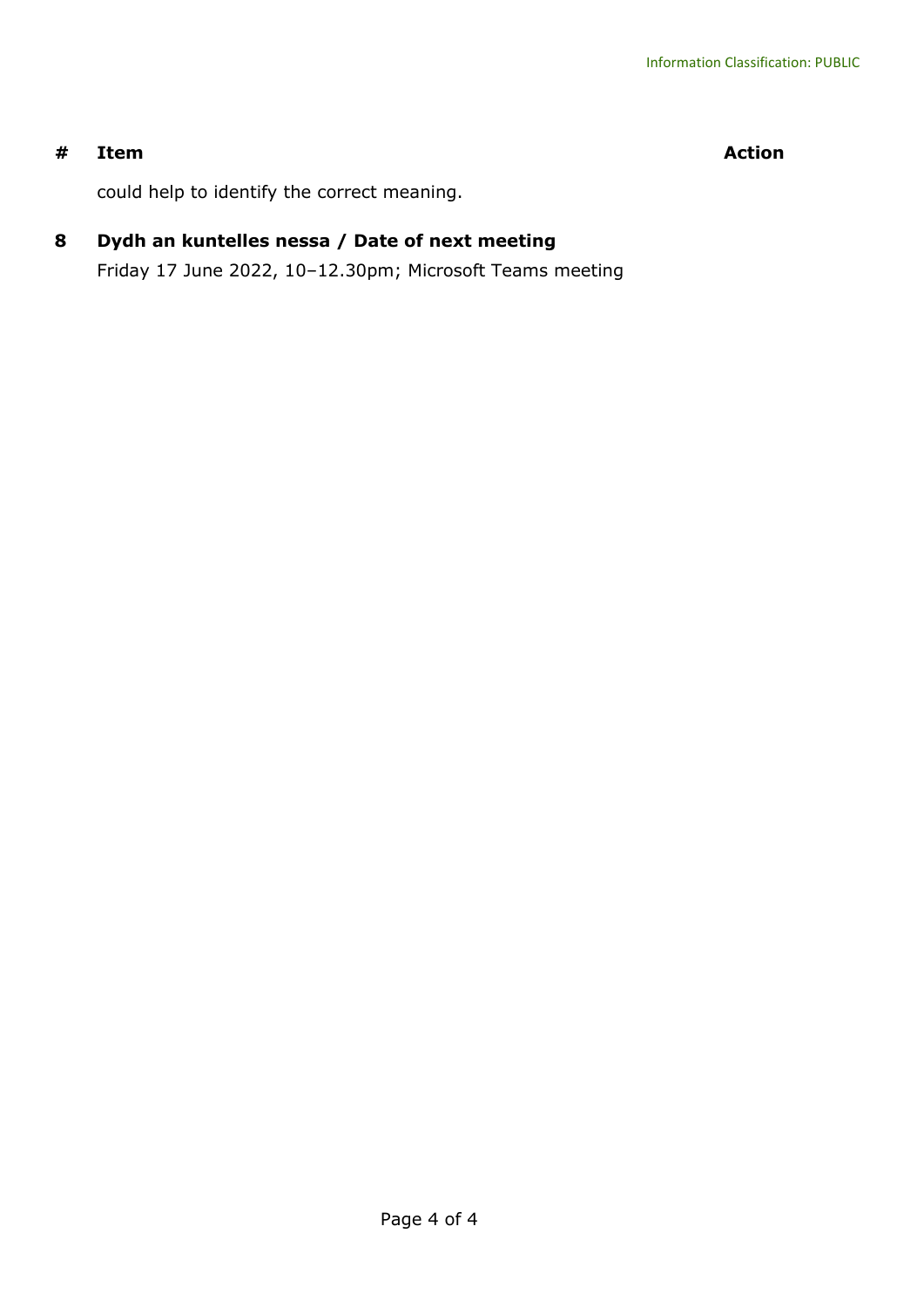| # | Item | Action |
|---|---|---|
| | could help to identify the correct meaning. | |
| 8 | **Dydh an kuntelles nessa / Date of next meeting** | |
| | Friday 17 June 2022, 10–12.30pm; Microsoft Teams meeting | |